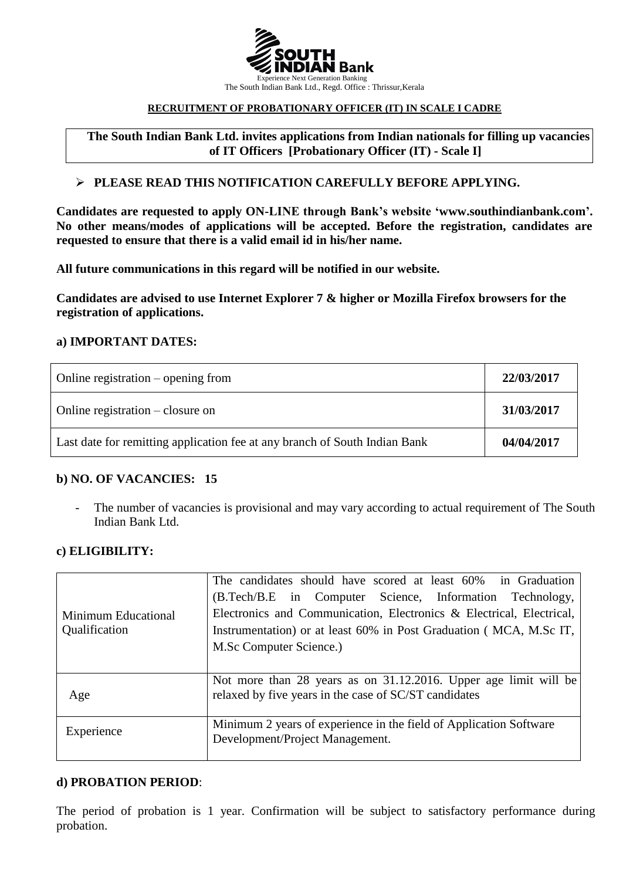SOUTH INDIAN Bank

Experience Next Generation Banking

The South Indian Bank Ltd., Regd. Office : Thrissur,Kerala

**RECRUITMENT OF PROBATIONARY OFFICER (IT) IN SCALE I CADRE**

**The South Indian Bank Ltd. invites applications from Indian nationals for filling up vacancies of IT Officers [Probationary Officer (IT) - Scale I]**

- **PLEASE READ THIS NOTIFICATION CAREFULLY BEFORE APPLYING.**

**Candidates are requested to apply ON-LINE through Bank's website 'www.southindianbank.com'. No other means/modes of applications will be accepted. Before the registration, candidates are requested to ensure that there is a valid email id in his/her name.**

**All future communications in this regard will be notified in our website.**

**Candidates are advised to use Internet Explorer 7 & higher or Mozilla Firefox browsers for the registration of applications.**

### a) IMPORTANT DATES:

| | |
|---|---|
| Online registration – opening from | **22/03/2017** |
| Online registration – closure on | **31/03/2017** |
| Last date for remitting application fee at any branch of South Indian Bank | **04/04/2017** |

### b) NO. OF VACANCIES: 15

- The number of vacancies is provisional and may vary according to actual requirement of The South Indian Bank Ltd.

### c) ELIGIBILITY:

| | |
|---|---|
| Minimum Educational Qualification | The candidates should have scored at least 60% in Graduation (B.Tech/B.E in Computer Science, Information Technology, Electronics and Communication, Electronics & Electrical, Electrical, Instrumentation) or at least 60% in Post Graduation ( MCA, M.Sc IT, M.Sc Computer Science.) |
| Age | Not more than 28 years as on 31.12.2016. Upper age limit will be relaxed by five years in the case of SC/ST candidates |
| Experience | Minimum 2 years of experience in the field of Application Software Development/Project Management. |

### d) PROBATION PERIOD:

The period of probation is 1 year. Confirmation will be subject to satisfactory performance during probation.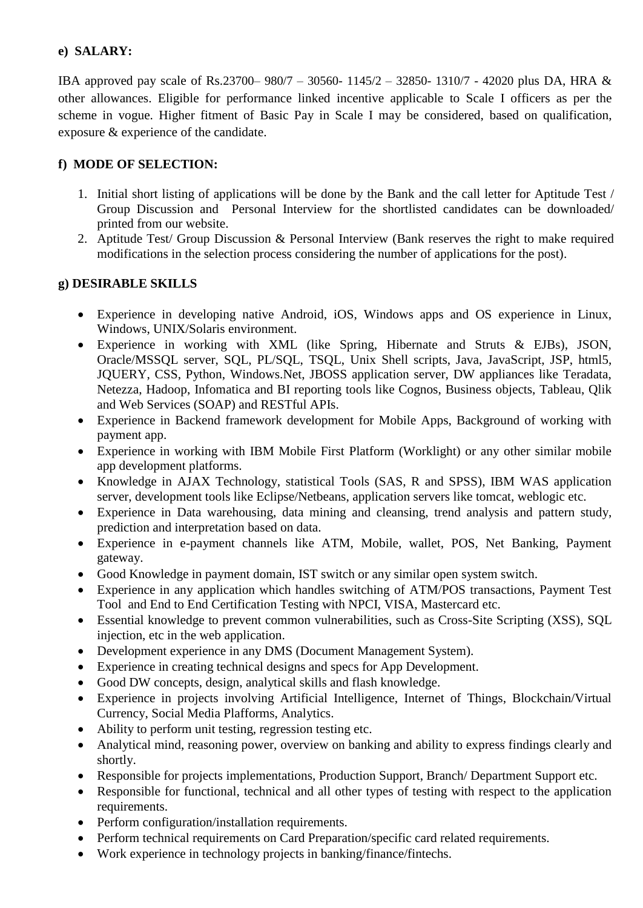**e) SALARY:**

IBA approved pay scale of Rs.23700– 980/7 – 30560- 1145/2 – 32850- 1310/7 - 42020 plus DA, HRA & other allowances. Eligible for performance linked incentive applicable to Scale I officers as per the scheme in vogue. Higher fitment of Basic Pay in Scale I may be considered, based on qualification, exposure & experience of the candidate.

**f) MODE OF SELECTION:**

1. Initial short listing of applications will be done by the Bank and the call letter for Aptitude Test / Group Discussion and Personal Interview for the shortlisted candidates can be downloaded/ printed from our website.
2. Aptitude Test/ Group Discussion & Personal Interview (Bank reserves the right to make required modifications in the selection process considering the number of applications for the post).

**g) DESIRABLE SKILLS**

- Experience in developing native Android, iOS, Windows apps and OS experience in Linux, Windows, UNIX/Solaris environment.
- Experience in working with XML (like Spring, Hibernate and Struts & EJBs), JSON, Oracle/MSSQL server, SQL, PL/SQL, TSQL, Unix Shell scripts, Java, JavaScript, JSP, html5, JQUERY, CSS, Python, Windows.Net, JBOSS application server, DW appliances like Teradata, Netezza, Hadoop, Infomatica and BI reporting tools like Cognos, Business objects, Tableau, Qlik and Web Services (SOAP) and RESTful APIs.
- Experience in Backend framework development for Mobile Apps, Background of working with payment app.
- Experience in working with IBM Mobile First Platform (Worklight) or any other similar mobile app development platforms.
- Knowledge in AJAX Technology, statistical Tools (SAS, R and SPSS), IBM WAS application server, development tools like Eclipse/Netbeans, application servers like tomcat, weblogic etc.
- Experience in Data warehousing, data mining and cleansing, trend analysis and pattern study, prediction and interpretation based on data.
- Experience in e-payment channels like ATM, Mobile, wallet, POS, Net Banking, Payment gateway.
- Good Knowledge in payment domain, IST switch or any similar open system switch.
- Experience in any application which handles switching of ATM/POS transactions, Payment Test Tool and End to End Certification Testing with NPCI, VISA, Mastercard etc.
- Essential knowledge to prevent common vulnerabilities, such as Cross-Site Scripting (XSS), SQL injection, etc in the web application.
- Development experience in any DMS (Document Management System).
- Experience in creating technical designs and specs for App Development.
- Good DW concepts, design, analytical skills and flash knowledge.
- Experience in projects involving Artificial Intelligence, Internet of Things, Blockchain/Virtual Currency, Social Media Plafforms, Analytics.
- Ability to perform unit testing, regression testing etc.
- Analytical mind, reasoning power, overview on banking and ability to express findings clearly and shortly.
- Responsible for projects implementations, Production Support, Branch/ Department Support etc.
- Responsible for functional, technical and all other types of testing with respect to the application requirements.
- Perform configuration/installation requirements.
- Perform technical requirements on Card Preparation/specific card related requirements.
- Work experience in technology projects in banking/finance/fintechs.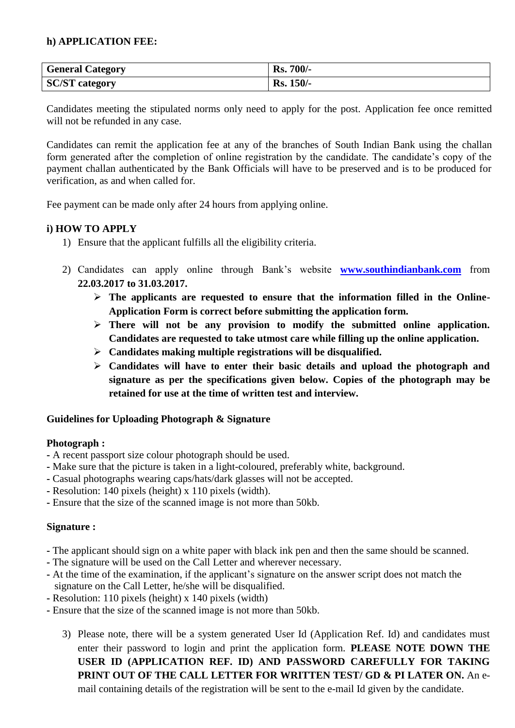**h) APPLICATION FEE:**

| **General Category** | **Rs. 700/-** |
| --- | --- |
| **SC/ST category** | **Rs. 150/-** |

Candidates meeting the stipulated norms only need to apply for the post. Application fee once remitted will not be refunded in any case.

Candidates can remit the application fee at any of the branches of South Indian Bank using the challan form generated after the completion of online registration by the candidate. The candidate's copy of the payment challan authenticated by the Bank Officials will have to be preserved and is to be produced for verification, as and when called for.

Fee payment can be made only after 24 hours from applying online.

**i) HOW TO APPLY**

1) Ensure that the applicant fulfills all the eligibility criteria.

2) Candidates can apply online through Bank's website **www.southindianbank.com** from **22.03.2017 to 31.03.2017.**
   - **The applicants are requested to ensure that the information filled in the Online-Application Form is correct before submitting the application form.**
   - **There will not be any provision to modify the submitted online application. Candidates are requested to take utmost care while filling up the online application.**
   - **Candidates making multiple registrations will be disqualified.**
   - **Candidates will have to enter their basic details and upload the photograph and signature as per the specifications given below. Copies of the photograph may be retained for use at the time of written test and interview.**

**Guidelines for Uploading Photograph & Signature**

**Photograph :**

- A recent passport size colour photograph should be used.
- Make sure that the picture is taken in a light-coloured, preferably white, background.
- Casual photographs wearing caps/hats/dark glasses will not be accepted.
- Resolution: 140 pixels (height) x 110 pixels (width).
- Ensure that the size of the scanned image is not more than 50kb.

**Signature :**

- The applicant should sign on a white paper with black ink pen and then the same should be scanned.
- The signature will be used on the Call Letter and wherever necessary.
- At the time of the examination, if the applicant's signature on the answer script does not match the signature on the Call Letter, he/she will be disqualified.
- Resolution: 110 pixels (height) x 140 pixels (width)
- Ensure that the size of the scanned image is not more than 50kb.

3) Please note, there will be a system generated User Id (Application Ref. Id) and candidates must enter their password to login and print the application form. **PLEASE NOTE DOWN THE USER ID (APPLICATION REF. ID) AND PASSWORD CAREFULLY FOR TAKING PRINT OUT OF THE CALL LETTER FOR WRITTEN TEST/ GD & PI LATER ON.** An e-mail containing details of the registration will be sent to the e-mail Id given by the candidate.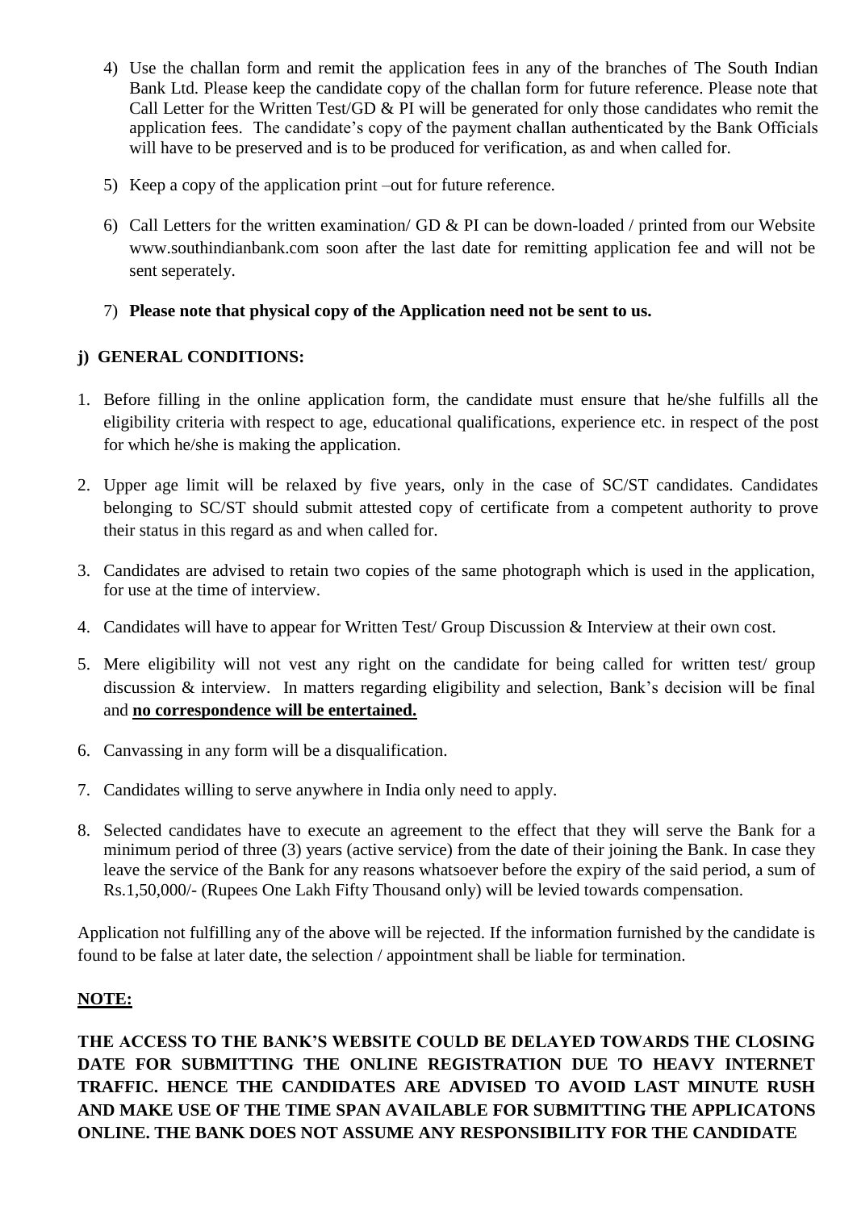4) Use the challan form and remit the application fees in any of the branches of The South Indian Bank Ltd. Please keep the candidate copy of the challan form for future reference. Please note that Call Letter for the Written Test/GD & PI will be generated for only those candidates who remit the application fees. The candidate's copy of the payment challan authenticated by the Bank Officials will have to be preserved and is to be produced for verification, as and when called for.

5) Keep a copy of the application print –out for future reference.

6) Call Letters for the written examination/ GD & PI can be down-loaded / printed from our Website www.southindianbank.com soon after the last date for remitting application fee and will not be sent seperately.

7) **Please note that physical copy of the Application need not be sent to us.**

## j) GENERAL CONDITIONS:

1. Before filling in the online application form, the candidate must ensure that he/she fulfills all the eligibility criteria with respect to age, educational qualifications, experience etc. in respect of the post for which he/she is making the application.

2. Upper age limit will be relaxed by five years, only in the case of SC/ST candidates. Candidates belonging to SC/ST should submit attested copy of certificate from a competent authority to prove their status in this regard as and when called for.

3. Candidates are advised to retain two copies of the same photograph which is used in the application, for use at the time of interview.

4. Candidates will have to appear for Written Test/ Group Discussion & Interview at their own cost.

5. Mere eligibility will not vest any right on the candidate for being called for written test/ group discussion & interview. In matters regarding eligibility and selection, Bank's decision will be final and **no correspondence will be entertained.**

6. Canvassing in any form will be a disqualification.

7. Candidates willing to serve anywhere in India only need to apply.

8. Selected candidates have to execute an agreement to the effect that they will serve the Bank for a minimum period of three (3) years (active service) from the date of their joining the Bank. In case they leave the service of the Bank for any reasons whatsoever before the expiry of the said period, a sum of Rs.1,50,000/- (Rupees One Lakh Fifty Thousand only) will be levied towards compensation.

Application not fulfilling any of the above will be rejected. If the information furnished by the candidate is found to be false at later date, the selection / appointment shall be liable for termination.

**NOTE:**

**THE ACCESS TO THE BANK'S WEBSITE COULD BE DELAYED TOWARDS THE CLOSING DATE FOR SUBMITTING THE ONLINE REGISTRATION DUE TO HEAVY INTERNET TRAFFIC. HENCE THE CANDIDATES ARE ADVISED TO AVOID LAST MINUTE RUSH AND MAKE USE OF THE TIME SPAN AVAILABLE FOR SUBMITTING THE APPLICATONS ONLINE. THE BANK DOES NOT ASSUME ANY RESPONSIBILITY FOR THE CANDIDATE**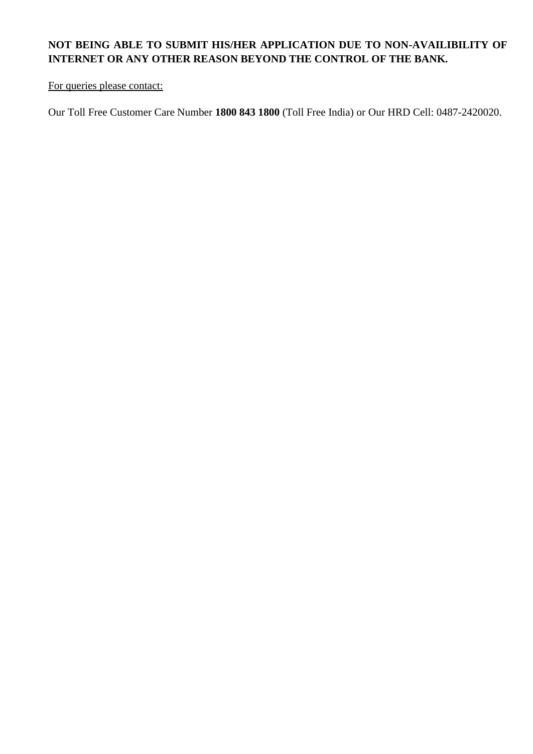**NOT BEING ABLE TO SUBMIT HIS/HER APPLICATION DUE TO NON-AVAILIBILITY OF INTERNET OR ANY OTHER REASON BEYOND THE CONTROL OF THE BANK.**

For queries please contact:

Our Toll Free Customer Care Number **1800 843 1800** (Toll Free India) or Our HRD Cell: 0487-2420020.